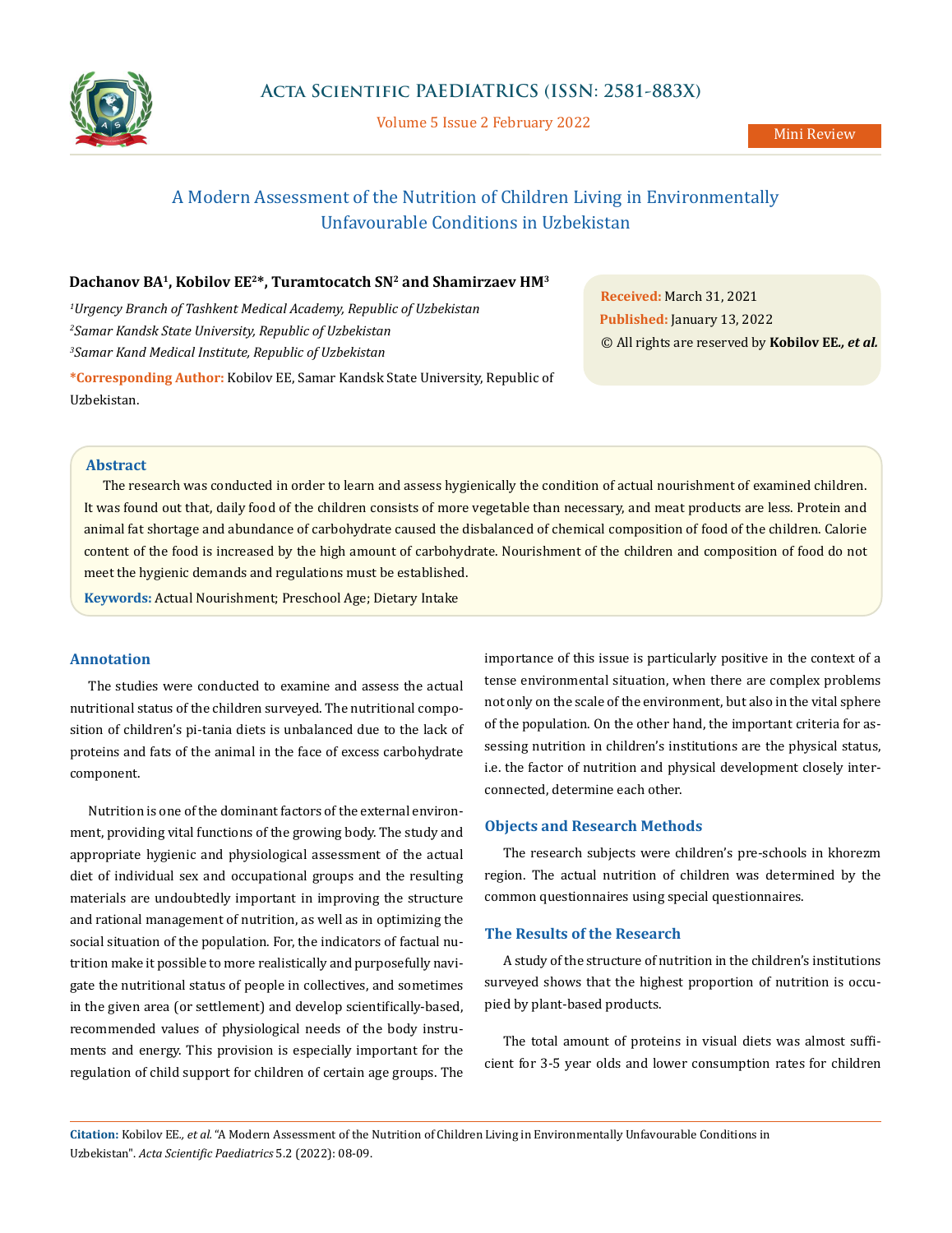# A Modern Assessment of the Nutrition of Children Living in Environmentally Unfavourable Conditions in Uzbekistan

**Dachanov BA[1], Kobilov EE[2]*, Turamtocatch SN[2] and Shamirzaev HM[3]**

[1]*Urgency Branch of Tashkent Medical Academy, Republic of Uzbekistan*

[2]*Samar Kandsk State University, Republic of Uzbekistan*

[3]*Samar Kand Medical Institute, Republic of Uzbekistan*

**\*Corresponding Author:** Kobilov EE, Samar Kandsk State University, Republic of Uzbekistan.

**Received:** March 31, 2021

**Published:** January 13, 2022

© All rights are reserved by **Kobilov EE.,** ***et al.***

## Abstract

The research was conducted in order to learn and assess hygienically the condition of actual nourishment of examined children. It was found out that, daily food of the children consists of more vegetable than necessary, and meat products are less. Protein and animal fat shortage and abundance of carbohydrate caused the disbalanced of chemical composition of food of the children. Calorie content of the food is increased by the high amount of carbohydrate. Nourishment of the children and composition of food do not meet the hygienic demands and regulations must be established.

**Keywords:** Actual Nourishment; Preschool Age; Dietary Intake

## Annotation

The studies were conducted to examine and assess the actual nutritional status of the children surveyed. The nutritional composition of children's pi-tania diets is unbalanced due to the lack of proteins and fats of the animal in the face of excess carbohydrate component.

Nutrition is one of the dominant factors of the external environment, providing vital functions of the growing body. The study and appropriate hygienic and physiological assessment of the actual diet of individual sex and occupational groups and the resulting materials are undoubtedly important in improving the structure and rational management of nutrition, as well as in optimizing the social situation of the population. For, the indicators of factual nutrition make it possible to more realistically and purposefully navigate the nutritional status of people in collectives, and sometimes in the given area (or settlement) and develop scientifically-based, recommended values of physiological needs of the body instruments and energy. This provision is especially important for the regulation of child support for children of certain age groups. The importance of this issue is particularly positive in the context of a tense environmental situation, when there are complex problems not only on the scale of the environment, but also in the vital sphere of the population. On the other hand, the important criteria for assessing nutrition in children's institutions are the physical status, i.e. the factor of nutrition and physical development closely interconnected, determine each other.

## Objects and Research Methods

The research subjects were children's pre-schools in khorezm region. The actual nutrition of children was determined by the common questionnaires using special questionnaires.

## The Results of the Research

A study of the structure of nutrition in the children's institutions surveyed shows that the highest proportion of nutrition is occupied by plant-based products.

The total amount of proteins in visual diets was almost sufficient for 3-5 year olds and lower consumption rates for children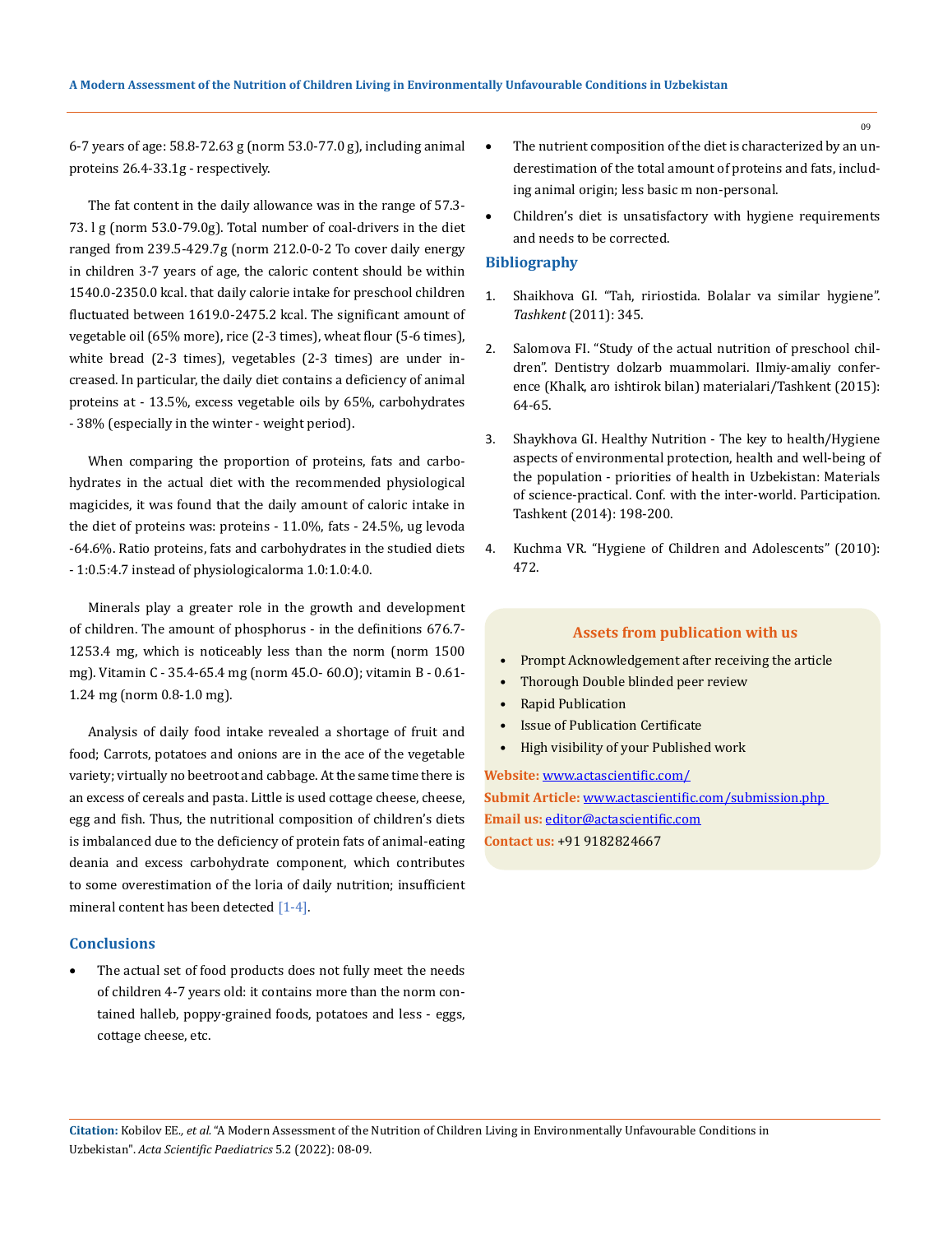6-7 years of age: 58.8-72.63 g (norm 53.0-77.0 g), including animal proteins 26.4-33.1g - respectively.

The fat content in the daily allowance was in the range of 57.3-73. l g (norm 53.0-79.0g). Total number of coal-drivers in the diet ranged from 239.5-429.7g (norm 212.0-0-2 To cover daily energy in children 3-7 years of age, the caloric content should be within 1540.0-2350.0 kcal. that daily calorie intake for preschool children fluctuated between 1619.0-2475.2 kcal. The significant amount of vegetable oil (65% more), rice (2-3 times), wheat flour (5-6 times), white bread (2-3 times), vegetables (2-3 times) are under increased. In particular, the daily diet contains a deficiency of animal proteins at - 13.5%, excess vegetable oils by 65%, carbohydrates - 38% (especially in the winter - weight period).

When comparing the proportion of proteins, fats and carbohydrates in the actual diet with the recommended physiological magicides, it was found that the daily amount of caloric intake in the diet of proteins was: proteins - 11.0%, fats - 24.5%, ug levoda -64.6%. Ratio proteins, fats and carbohydrates in the studied diets - 1:0.5:4.7 instead of physiologicalorma 1.0:1.0:4.0.

Minerals play a greater role in the growth and development of children. The amount of phosphorus - in the definitions 676.7-1253.4 mg, which is noticeably less than the norm (norm 1500 mg). Vitamin C - 35.4-65.4 mg (norm 45.0- 60.0); vitamin B - 0.61-1.24 mg (norm 0.8-1.0 mg).

Analysis of daily food intake revealed a shortage of fruit and food; Carrots, potatoes and onions are in the ace of the vegetable variety; virtually no beetroot and cabbage. At the same time there is an excess of cereals and pasta. Little is used cottage cheese, cheese, egg and fish. Thus, the nutritional composition of children's diets is imbalanced due to the deficiency of protein fats of animal-eating deania and excess carbohydrate component, which contributes to some overestimation of the loria of daily nutrition; insufficient mineral content has been detected [1-4].

## Conclusions

- The actual set of food products does not fully meet the needs of children 4-7 years old: it contains more than the norm contained halleb, poppy-grained foods, potatoes and less - eggs, cottage cheese, etc.
- The nutrient composition of the diet is characterized by an underestimation of the total amount of proteins and fats, including animal origin; less basic m non-personal.
- Children's diet is unsatisfactory with hygiene requirements and needs to be corrected.

## Bibliography

1. Shaikhova GI. "Tah, ririostida. Bolalar va similar hygiene". *Tashkent* (2011): 345.
2. Salomova FI. "Study of the actual nutrition of preschool children". Dentistry dolzarb muammolari. Ilmiy-amaliy conference (Khalk, aro ishtirok bilan) materialari/Tashkent (2015): 64-65.
3. Shaykhova GI. Healthy Nutrition - The key to health/Hygiene aspects of environmental protection, health and well-being of the population - priorities of health in Uzbekistan: Materials of science-practical. Conf. with the inter-world. Participation. Tashkent (2014): 198-200.
4. Kuchma VR. "Hygiene of Children and Adolescents" (2010): 472.

**Assets from publication with us**

- Prompt Acknowledgement after receiving the article
- Thorough Double blinded peer review
- Rapid Publication
- Issue of Publication Certificate
- High visibility of your Published work

**Website:** www.actascientific.com/
**Submit Article:** www.actascientific.com/submission.php
**Email us:** editor@actascientific.com
**Contact us:** +91 9182824667